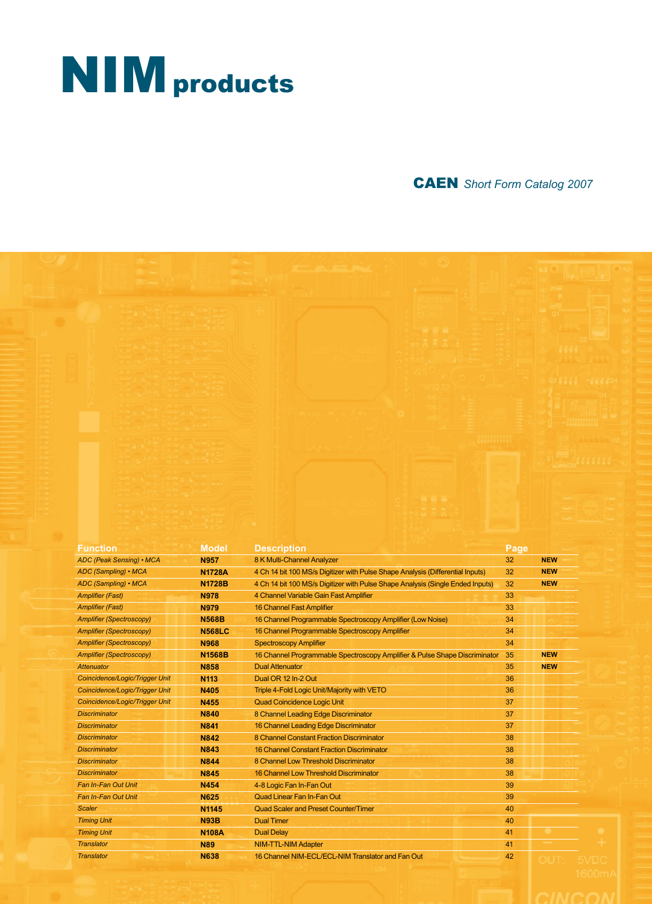# NIM products

**CAEN** *Short Form Catalog 2007*

| Function | Model | Description | Page | |
|---|---|---|---|---|
| *ADC (Peak Sensing) • MCA* | **N957** | 8 K Multi-Channel Analyzer | 32 | **NEW** |
| *ADC (Sampling) • MCA* | **N1728A** | 4 Ch 14 bit 100 MS/s Digitizer with Pulse Shape Analysis (Differential Inputs) | 32 | **NEW** |
| *ADC (Sampling) • MCA* | **N1728B** | 4 Ch 14 bit 100 MS/s Digitizer with Pulse Shape Analysis (Single Ended Inputs) | 32 | **NEW** |
| *Amplifier (Fast)* | **N978** | 4 Channel Variable Gain Fast Amplifier | 33 | |
| *Amplifier (Fast)* | **N979** | 16 Channel Fast Amplifier | 33 | |
| *Amplifier (Spectroscopy)* | **N568B** | 16 Channel Programmable Spectroscopy Amplifier (Low Noise) | 34 | |
| *Amplifier (Spectroscopy)* | **N568LC** | 16 Channel Programmable Spectroscopy Amplifier | 34 | |
| *Amplifier (Spectroscopy)* | **N968** | Spectroscopy Amplifier | 34 | |
| *Amplifier (Spectroscopy)* | **N1568B** | 16 Channel Programmable Spectroscopy Amplifier & Pulse Shape Discriminator | 35 | **NEW** |
| *Attenuator* | **N858** | Dual Attenuator | 35 | **NEW** |
| *Coincidence/Logic/Trigger Unit* | **N113** | Dual OR 12 In-2 Out | 36 | |
| *Coincidence/Logic/Trigger Unit* | **N405** | Triple 4-Fold Logic Unit/Majority with VETO | 36 | |
| *Coincidence/Logic/Trigger Unit* | **N455** | Quad Coincidence Logic Unit | 37 | |
| *Discriminator* | **N840** | 8 Channel Leading Edge Discriminator | 37 | |
| *Discriminator* | **N841** | 16 Channel Leading Edge Discriminator | 37 | |
| *Discriminator* | **N842** | 8 Channel Constant Fraction Discriminator | 38 | |
| *Discriminator* | **N843** | 16 Channel Constant Fraction Discriminator | 38 | |
| *Discriminator* | **N844** | 8 Channel Low Threshold Discriminator | 38 | |
| *Discriminator* | **N845** | 16 Channel Low Threshold Discriminator | 38 | |
| *Fan In-Fan Out Unit* | **N454** | 4-8 Logic Fan In-Fan Out | 39 | |
| *Fan In-Fan Out Unit* | **N625** | Quad Linear Fan In-Fan Out | 39 | |
| *Scaler* | **N1145** | Quad Scaler and Preset Counter/Timer | 40 | |
| *Timing Unit* | **N93B** | Dual Timer | 40 | |
| *Timing Unit* | **N108A** | Dual Delay | 41 | |
| *Translator* | **N89** | NIM-TTL-NIM Adapter | 41 | |
| *Translator* | **N638** | 16 Channel NIM-ECL/ECL-NIM Translator and Fan Out | 42 | |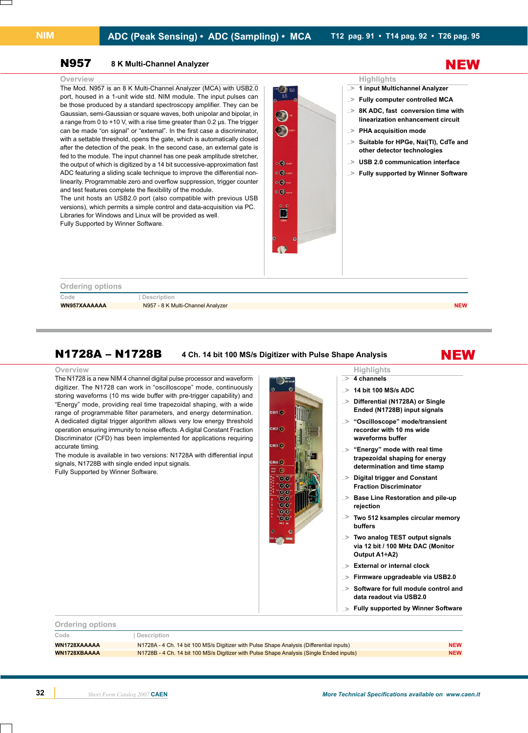NIM | ADC (Peak Sensing) • ADC (Sampling) • MCA | T12 pag. 91 • T14 pag. 92 • T26 pag. 95

## N957 — 8 K Multi-Channel Analyzer — NEW

### Overview

The Mod. N957 is an 8 K Multi-Channel Analyzer (MCA) with USB2.0 port, housed in a 1-unit wide std. NIM module. The input pulses can be those produced by a standard spectroscopy amplifier. They can be Gaussian, semi-Gaussian or square waves, both unipolar and bipolar, in a range from 0 to +10 V, with a rise time greater than 0.2 µs. The trigger can be made "on signal" or "external". In the first case a discriminator, with a settable threshold, opens the gate, which is automatically closed after the detection of the peak. In the second case, an external gate is fed to the module. The input channel has one peak amplitude stretcher, the output of which is digitized by a 14 bit successive-approximation fast ADC featuring a sliding scale technique to improve the differential non-linearity. Programmable zero and overflow suppression, trigger counter and test features complete the flexibility of the module.
The unit hosts an USB2.0 port (also compatible with previous USB versions), which permits a simple control and data-acquisition via PC. Libraries for Windows and Linux will be provided as well.
Fully Supported by Winner Software.

### Highlights

- 1 input Multichannel Analyzer
- Fully computer controlled MCA
- 8K ADC, fast conversion time with linearization enhancement circuit
- PHA acquisition mode
- Suitable for HPGe, NaI(Tl), CdTe and other detector technologies
- USB 2.0 communication interface
- Fully supported by Winner Software

### Ordering options

| Code | Description | |
|---|---|---|
| WN957XAAAAAAA | N957 - 8 K Multi-Channel Analyzer | NEW |

## N1728A – N1728B — 4 Ch. 14 bit 100 MS/s Digitizer with Pulse Shape Analysis — NEW

### Overview

The N1728 is a new NIM 4 channel digital pulse processor and waveform digitizer. The N1728 can work in "oscilloscope" mode, continuously storing waveforms (10 ms wide buffer with pre-trigger capability) and "Energy" mode, providing real time trapezoidal shaping, with a wide range of programmable filter parameters, and energy determination.
A dedicated digital trigger algorithm allows very low energy threshold operation ensuring immunity to noise effects. A digital Constant Fraction Discriminator (CFD) has been implemented for applications requiring accurate timing.
The module is available in two versions: N1728A with differential input signals, N1728B with single ended input signals.
Fully Supported by Winner Software.

### Highlights

- 4 channels
- 14 bit 100 MS/s ADC
- Differential (N1728A) or Single Ended (N1728B) input signals
- "Oscilloscope" mode/transient recorder with 10 ms wide waveforms buffer
- "Energy" mode with real time trapezoidal shaping for energy determination and time stamp
- Digital trigger and Constant Fraction Discriminator
- Base Line Restoration and pile-up rejection
- Two 512 ksamples circular memory buffers
- Two analog TEST output signals via 12 bit / 100 MHz DAC (Monitor Output A1÷A2)
- External or internal clock
- Firmware upgradeable via USB2.0
- Software for full module control and data readout via USB2.0
- Fully supported by Winner Software

### Ordering options

| Code | Description | |
|---|---|---|
| WN1728XAAAAA | N1728A - 4 Ch. 14 bit 100 MS/s Digitizer with Pulse Shape Analysis (Differential inputs) | NEW |
| WN1728XBAAAA | N1728B - 4 Ch. 14 bit 100 MS/s Digitizer with Pulse Shape Analysis (Single Ended inputs) | NEW |

*More Technical Specifications available on www.caen.it*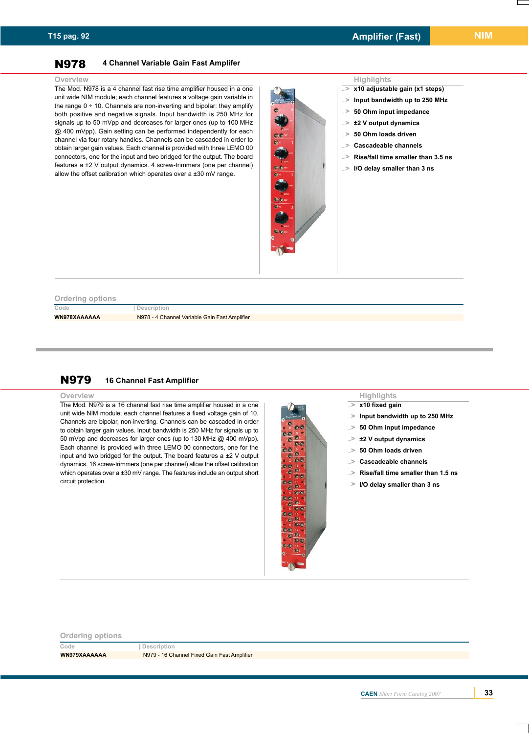## N978 4 Channel Variable Gain Fast Amplifer

### Overview

The Mod. N978 is a 4 channel fast rise time amplifier housed in a one unit wide NIM module; each channel features a voltage gain variable in the range 0 ÷ 10. Channels are non-inverting and bipolar: they amplify both positive and negative signals. Input bandwidth is 250 MHz for signals up to 50 mVpp and decreases for larger ones (up to 100 MHz @ 400 mVpp). Gain setting can be performed independently for each channel via four rotary handles. Channels can be cascaded in order to obtain larger gain values. Each channel is provided with three LEMO 00 connectors, one for the input and two bridged for the output. The board features a ±2 V output dynamics. 4 screw-trimmers (one per channel) allow the offset calibration which operates over a ±30 mV range.

### Highlights

- x10 adjustable gain (x1 steps)
- Input bandwidth up to 250 MHz
- 50 Ohm input impedance
- ±2 V output dynamics
- 50 Ohm loads driven
- Cascadeable channels
- Rise/fall time smaller than 3.5 ns
- I/O delay smaller than 3 ns

### Ordering options

| Code | Description |
|---|---|
| WN978XAAAAAAA | N978 - 4 Channel Variable Gain Fast Amplifier |

## N979 16 Channel Fast Amplifier

### Overview

The Mod. N979 is a 16 channel fast rise time amplifier housed in a one unit wide NIM module; each channel features a fixed voltage gain of 10. Channels are bipolar, non-inverting. Channels can be cascaded in order to obtain larger gain values. Input bandwidth is 250 MHz for signals up to 50 mVpp and decreases for larger ones (up to 130 MHz @ 400 mVpp). Each channel is provided with three LEMO 00 connectors, one for the input and two bridged for the output. The board features a ±2 V output dynamics. 16 screw-trimmers (one per channel) allow the offset calibration which operates over a ±30 mV range. The features include an output short circuit protection.

### Highlights

- x10 fixed gain
- Input bandwidth up to 250 MHz
- 50 Ohm input impedance
- ±2 V output dynamics
- 50 Ohm loads driven
- Cascadeable channels
- Rise/fall time smaller than 1.5 ns
- I/O delay smaller than 3 ns

### Ordering options

| Code | Description |
|---|---|
| WN979XAAAAAAA | N979 - 16 Channel Fixed Gain Fast Amplifier |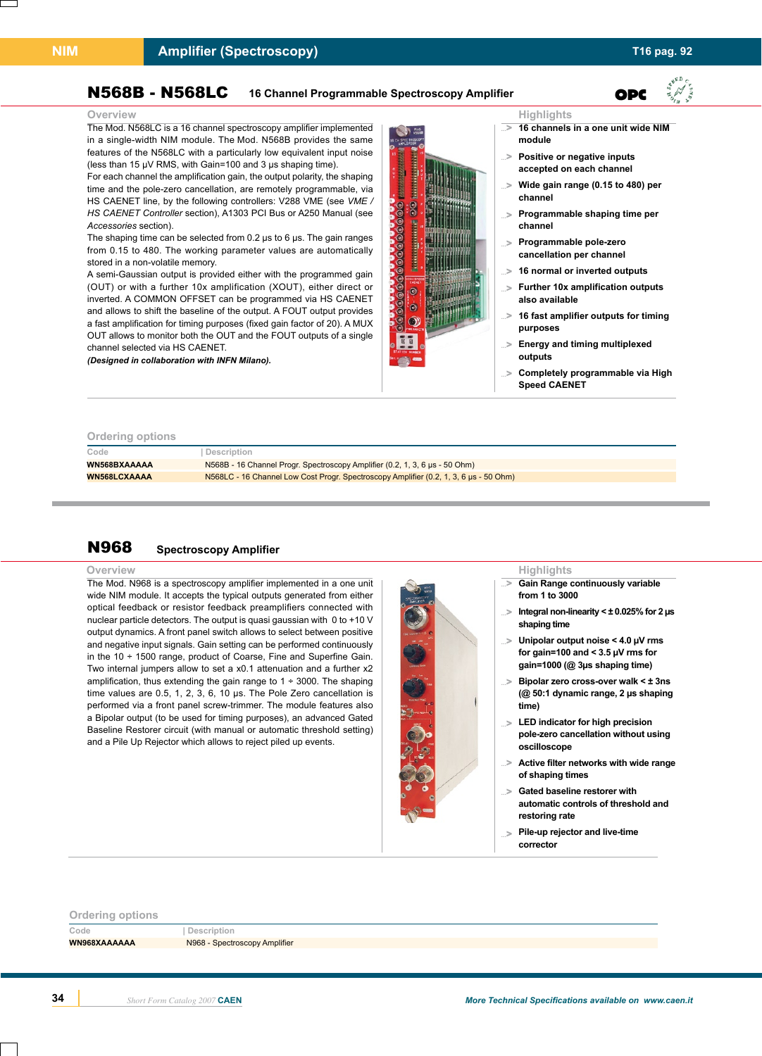# N568B - N568LC

## 16 Channel Programmable Spectroscopy Amplifier

### Overview

The Mod. N568LC is a 16 channel spectroscopy amplifier implemented in a single-width NIM module. The Mod. N568B provides the same features of the N568LC with a particularly low equivalent input noise (less than 15 μV RMS, with Gain=100 and 3 μs shaping time).

For each channel the amplification gain, the output polarity, the shaping time and the pole-zero cancellation, are remotely programmable, via HS CAENET line, by the following controllers: V288 VME (see *VME / HS CAENET Controller* section), A1303 PCI Bus or A250 Manual (see *Accessories* section).

The shaping time can be selected from 0.2 μs to 6 μs. The gain ranges from 0.15 to 480. The working parameter values are automatically stored in a non-volatile memory.

A semi-Gaussian output is provided either with the programmed gain (OUT) or with a further 10x amplification (XOUT), either direct or inverted. A COMMON OFFSET can be programmed via HS CAENET and allows to shift the baseline of the output. A FOUT output provides a fast amplification for timing purposes (fixed gain factor of 20). A MUX OUT allows to monitor both the OUT and the FOUT outputs of a single channel selected via HS CAENET.

***(Designed in collaboration with INFN Milano).***

### Highlights

- **16 channels in a one unit wide NIM module**
- **Positive or negative inputs accepted on each channel**
- **Wide gain range (0.15 to 480) per channel**
- **Programmable shaping time per channel**
- **Programmable pole-zero cancellation per channel**
- **16 normal or inverted outputs**
- **Further 10x amplification outputs also available**
- **16 fast amplifier outputs for timing purposes**
- **Energy and timing multiplexed outputs**
- **Completely programmable via High Speed CAENET**

### Ordering options

| Code | Description |
|---|---|
| **WN568BXAAAAA** | N568B - 16 Channel Progr. Spectroscopy Amplifier (0.2, 1, 3, 6 μs - 50 Ohm) |
| **WN568LCXAAAA** | N568LC - 16 Channel Low Cost Progr. Spectroscopy Amplifier (0.2, 1, 3, 6 μs - 50 Ohm) |

# N968

## Spectroscopy Amplifier

### Overview

The Mod. N968 is a spectroscopy amplifier implemented in a one unit wide NIM module. It accepts the typical outputs generated from either optical feedback or resistor feedback preamplifiers connected with nuclear particle detectors. The output is quasi gaussian with 0 to +10 V output dynamics. A front panel switch allows to select between positive and negative input signals. Gain setting can be performed continuously in the 10 ÷ 1500 range, product of Coarse, Fine and Superfine Gain. Two internal jumpers allow to set a x0.1 attenuation and a further x2 amplification, thus extending the gain range to 1 ÷ 3000. The shaping time values are 0.5, 1, 2, 3, 6, 10 μs. The Pole Zero cancellation is performed via a front panel screw-trimmer. The module features also a Bipolar output (to be used for timing purposes), an advanced Gated Baseline Restorer circuit (with manual or automatic threshold setting) and a Pile Up Rejector which allows to reject piled up events.

### Highlights

- **Gain Range continuously variable from 1 to 3000**
- **Integral non-linearity < ± 0.025% for 2 μs shaping time**
- **Unipolar output noise < 4.0 μV rms for gain=100 and < 3.5 μV rms for gain=1000 (@ 3μs shaping time)**
- **Bipolar zero cross-over walk < ± 3ns (@ 50:1 dynamic range, 2 μs shaping time)**
- **LED indicator for high precision pole-zero cancellation without using oscilloscope**
- **Active filter networks with wide range of shaping times**
- **Gated baseline restorer with automatic controls of threshold and restoring rate**
- **Pile-up rejector and live-time corrector**

### Ordering options

| Code | Description |
|---|---|
| **WN968XAAAAAA** | N968 - Spectroscopy Amplifier |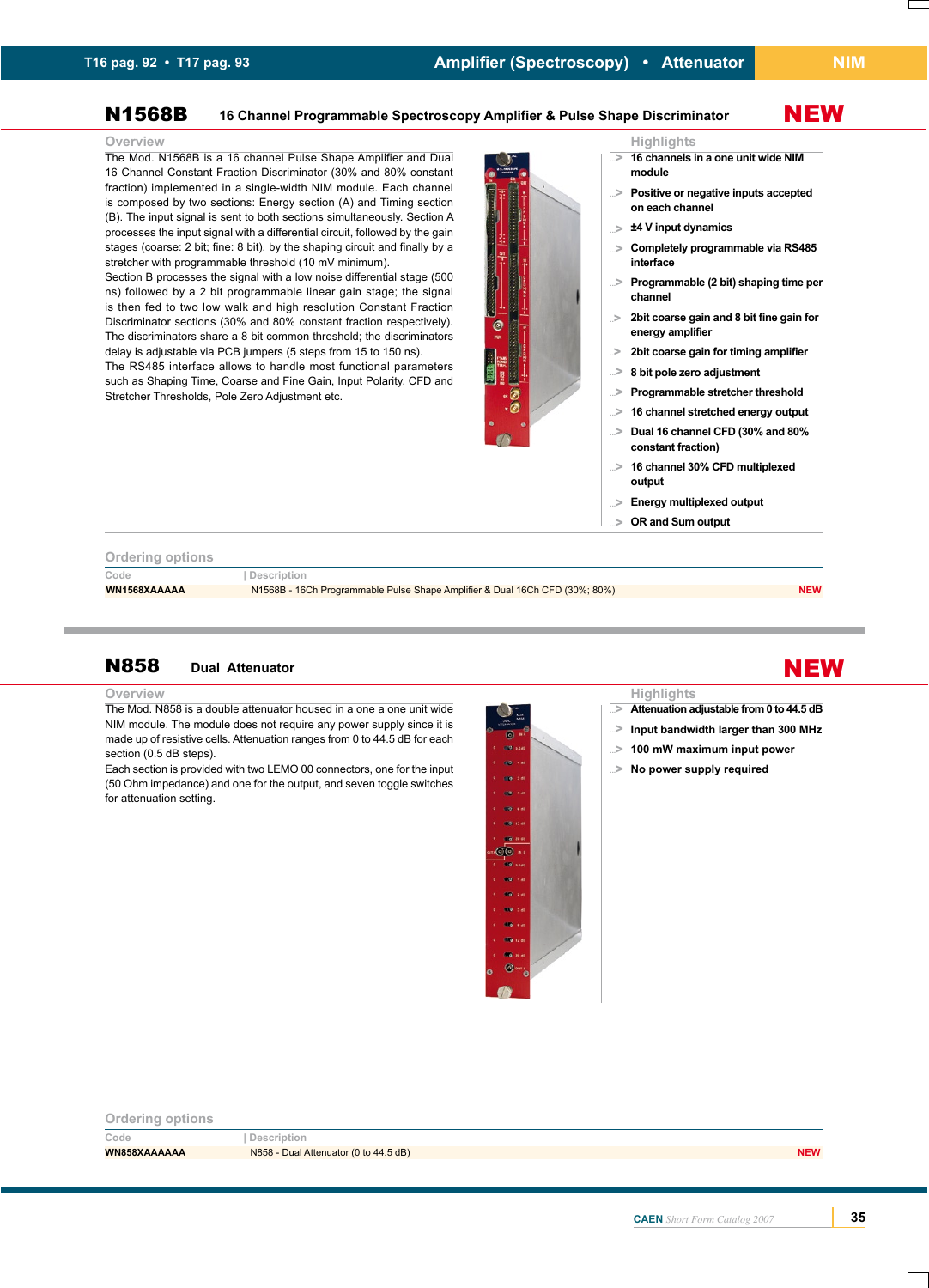# N1568B 16 Channel Programmable Spectroscopy Amplifier & Pulse Shape Discriminator

**NEW**

## Overview

The Mod. N1568B is a 16 channel Pulse Shape Amplifier and Dual 16 Channel Constant Fraction Discriminator (30% and 80% constant fraction) implemented in a single-width NIM module. Each channel is composed by two sections: Energy section (A) and Timing section (B). The input signal is sent to both sections simultaneously. Section A processes the input signal with a differential circuit, followed by the gain stages (coarse: 2 bit; fine: 8 bit), by the shaping circuit and finally by a stretcher with programmable threshold (10 mV minimum).
Section B processes the signal with a low noise differential stage (500 ns) followed by a 2 bit programmable linear gain stage; the signal is then fed to two low walk and high resolution Constant Fraction Discriminator sections (30% and 80% constant fraction respectively). The discriminators share a 8 bit common threshold; the discriminators delay is adjustable via PCB jumpers (5 steps from 15 to 150 ns).
The RS485 interface allows to handle most functional parameters such as Shaping Time, Coarse and Fine Gain, Input Polarity, CFD and Stretcher Thresholds, Pole Zero Adjustment etc.

## Highlights

- **16 channels in a one unit wide NIM module**
- **Positive or negative inputs accepted on each channel**
- **±4 V input dynamics**
- **Completely programmable via RS485 interface**
- **Programmable (2 bit) shaping time per channel**
- **2bit coarse gain and 8 bit fine gain for energy amplifier**
- **2bit coarse gain for timing amplifier**
- **8 bit pole zero adjustment**
- **Programmable stretcher threshold**
- **16 channel stretched energy output**
- **Dual 16 channel CFD (30% and 80% constant fraction)**
- **16 channel 30% CFD multiplexed output**
- **Energy multiplexed output**
- **OR and Sum output**

## Ordering options

| Code | Description | |
|---|---|---|
| WN1568XAAAAA | N1568B - 16Ch Programmable Pulse Shape Amplifier & Dual 16Ch CFD (30%; 80%) | NEW |

# N858 Dual Attenuator

**NEW**

## Overview

The Mod. N858 is a double attenuator housed in a one a one unit wide NIM module. The module does not require any power supply since it is made up of resistive cells. Attenuation ranges from 0 to 44.5 dB for each section (0.5 dB steps).
Each section is provided with two LEMO 00 connectors, one for the input (50 Ohm impedance) and one for the output, and seven toggle switches for attenuation setting.

## Highlights

- **Attenuation adjustable from 0 to 44.5 dB**
- **Input bandwidth larger than 300 MHz**
- **100 mW maximum input power**
- **No power supply required**

## Ordering options

| Code | Description | |
|---|---|---|
| WN858XAAAAAA | N858 - Dual Attenuator (0 to 44.5 dB) | NEW |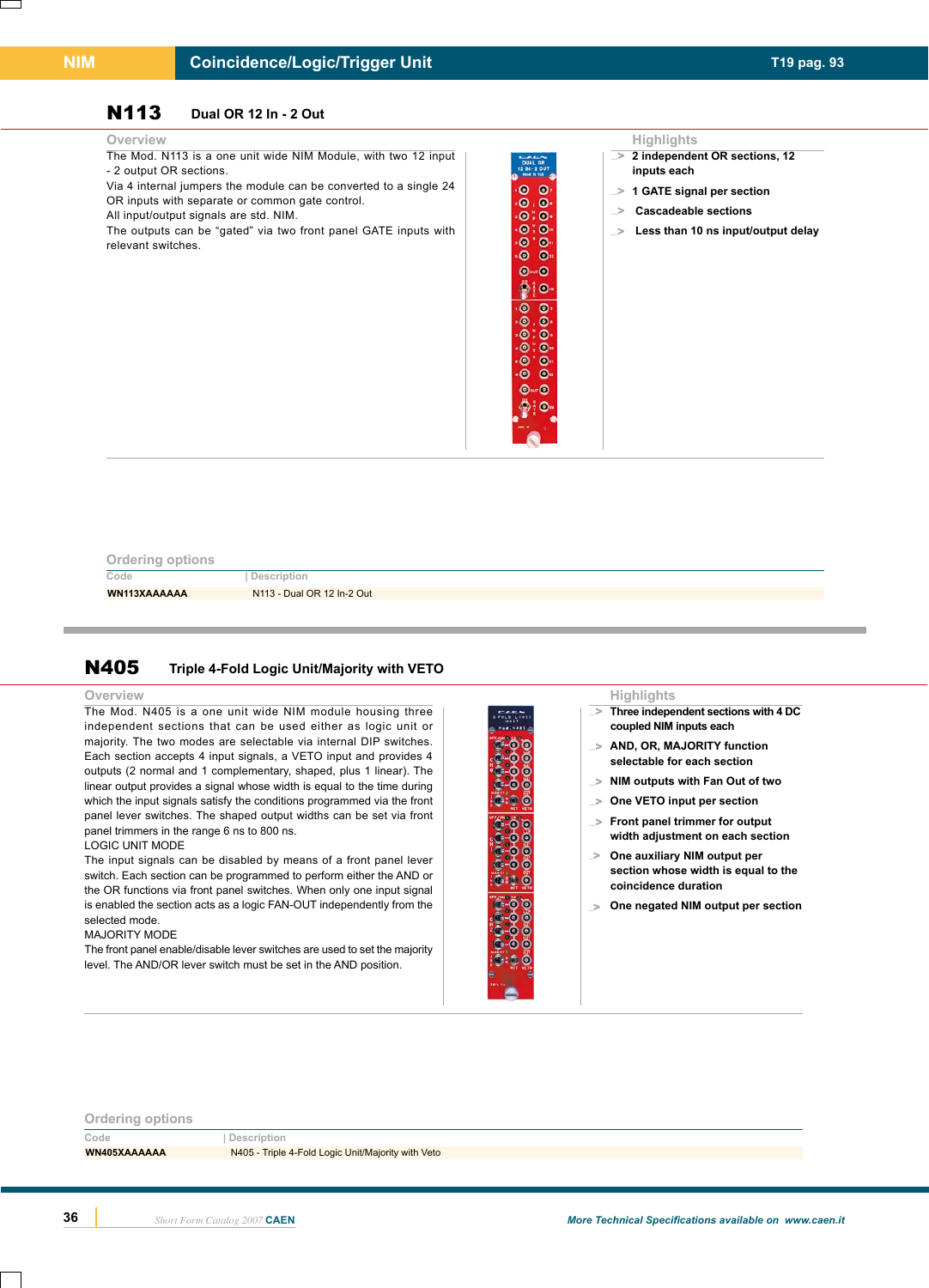# N113 Dual OR 12 In - 2 Out

## Overview

The Mod. N113 is a one unit wide NIM Module, with two 12 input - 2 output OR sections.
Via 4 internal jumpers the module can be converted to a single 24 OR inputs with separate or common gate control.
All input/output signals are std. NIM.
The outputs can be "gated" via two front panel GATE inputs with relevant switches.

## Highlights

- **2 independent OR sections, 12 inputs each**
- **1 GATE signal per section**
- **Cascadeable sections**
- **Less than 10 ns input/output delay**

## Ordering options

| Code | Description |
|---|---|
| WN113XAAAAAAA | N113 - Dual OR 12 In-2 Out |

# N405 Triple 4-Fold Logic Unit/Majority with VETO

## Overview

The Mod. N405 is a one unit wide NIM module housing three independent sections that can be used either as logic unit or majority. The two modes are selectable via internal DIP switches. Each section accepts 4 input signals, a VETO input and provides 4 outputs (2 normal and 1 complementary, shaped, plus 1 linear). The linear output provides a signal whose width is equal to the time during which the input signals satisfy the conditions programmed via the front panel lever switches. The shaped output widths can be set via front panel trimmers in the range 6 ns to 800 ns.

LOGIC UNIT MODE

The input signals can be disabled by means of a front panel lever switch. Each section can be programmed to perform either the AND or the OR functions via front panel switches. When only one input signal is enabled the section acts as a logic FAN-OUT independently from the selected mode.

MAJORITY MODE

The front panel enable/disable lever switches are used to set the majority level. The AND/OR lever switch must be set in the AND position.

## Highlights

- **Three independent sections with 4 DC coupled NIM inputs each**
- **AND, OR, MAJORITY function selectable for each section**
- **NIM outputs with Fan Out of two**
- **One VETO input per section**
- **Front panel trimmer for output width adjustment on each section**
- **One auxiliary NIM output per section whose width is equal to the coincidence duration**
- **One negated NIM output per section**

## Ordering options

| Code | Description |
|---|---|
| WN405XAAAAAAA | N405 - Triple 4-Fold Logic Unit/Majority with Veto |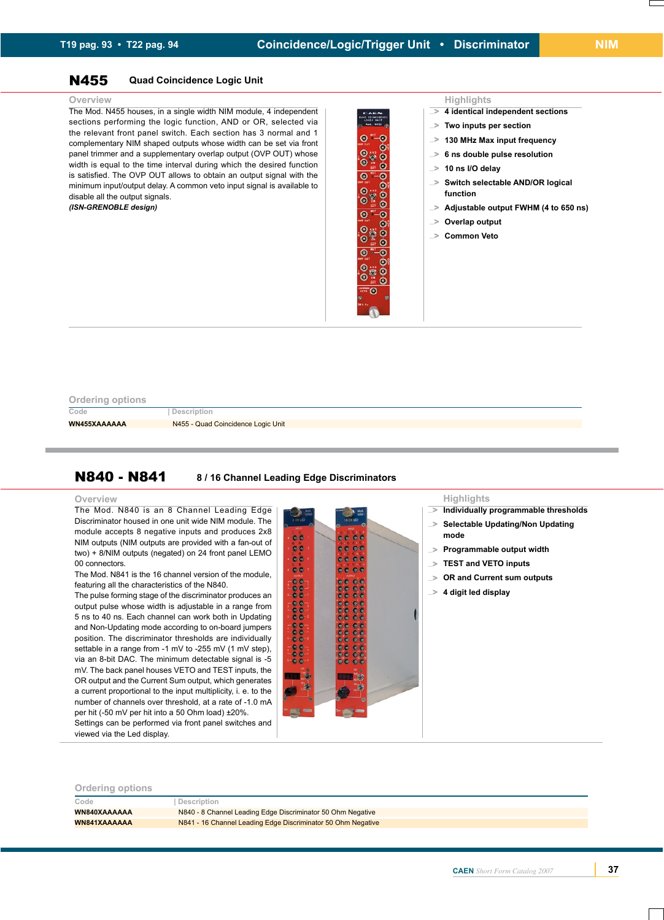## N455 Quad Coincidence Logic Unit

### Overview

The Mod. N455 houses, in a single width NIM module, 4 independent sections performing the logic function, AND or OR, selected via the relevant front panel switch. Each section has 3 normal and 1 complementary NIM shaped outputs whose width can be set via front panel trimmer and a supplementary overlap output (OVP OUT) whose width is equal to the time interval during which the desired function is satisfied. The OVP OUT allows to obtain an output signal with the minimum input/output delay. A common veto input signal is available to disable all the output signals.

*(ISN-GRENOBLE design)*

### Highlights

- 4 identical independent sections
- Two inputs per section
- 130 MHz Max input frequency
- 6 ns double pulse resolution
- 10 ns I/O delay
- Switch selectable AND/OR logical function
- Adjustable output FWHM (4 to 650 ns)
- Overlap output
- Common Veto

### Ordering options

| Code | Description |
|---|---|
| WN455XAAAAAA | N455 - Quad Coincidence Logic Unit |

## N840 - N841 8 / 16 Channel Leading Edge Discriminators

### Overview

The Mod. N840 is an 8 Channel Leading Edge Discriminator housed in one unit wide NIM module. The module accepts 8 negative inputs and produces 2x8 NIM outputs (NIM outputs are provided with a fan-out of two) + 8/NIM outputs (negated) on 24 front panel LEMO 00 connectors.

The Mod. N841 is the 16 channel version of the module, featuring all the characteristics of the N840.

The pulse forming stage of the discriminator produces an output pulse whose width is adjustable in a range from 5 ns to 40 ns. Each channel can work both in Updating and Non-Updating mode according to on-board jumpers position. The discriminator thresholds are individually settable in a range from -1 mV to -255 mV (1 mV step), via an 8-bit DAC. The minimum detectable signal is -5 mV. The back panel houses VETO and TEST inputs, the OR output and the Current Sum output, which generates a current proportional to the input multiplicity, i. e. to the number of channels over threshold, at a rate of -1.0 mA per hit (-50 mV per hit into a 50 Ohm load) ±20%.

Settings can be performed via front panel switches and viewed via the Led display.

### Highlights

- Individually programmable thresholds
- Selectable Updating/Non Updating mode
- Programmable output width
- TEST and VETO inputs
- OR and Current sum outputs
- 4 digit led display

### Ordering options

| Code | Description |
|---|---|
| WN840XAAAAAA | N840 - 8 Channel Leading Edge Discriminator 50 Ohm Negative |
| WN841XAAAAAA | N841 - 16 Channel Leading Edge Discriminator 50 Ohm Negative |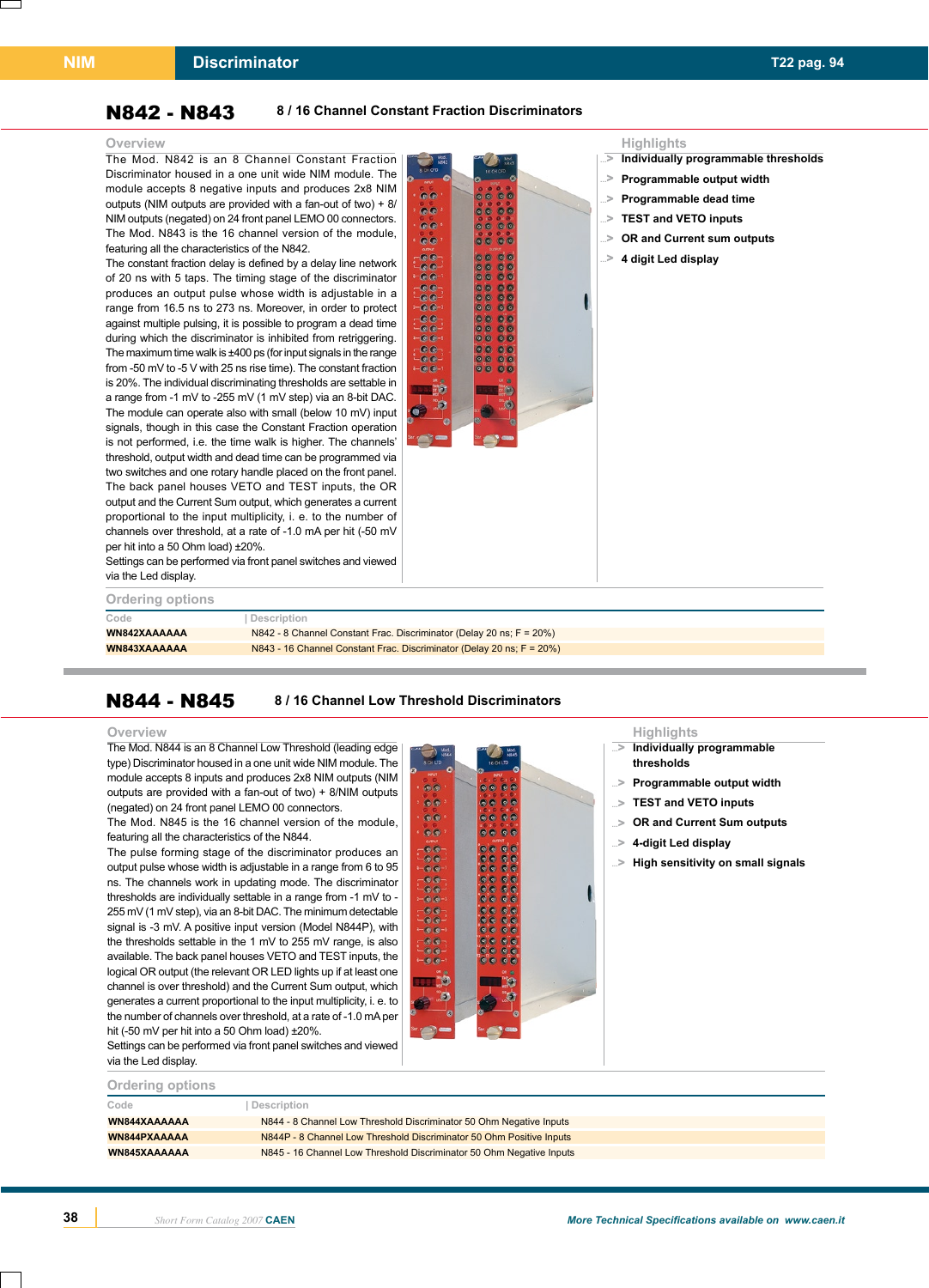# N842 - N843

## 8 / 16 Channel Constant Fraction Discriminators

### Overview

The Mod. N842 is an 8 Channel Constant Fraction Discriminator housed in a one unit wide NIM module. The module accepts 8 negative inputs and produces 2x8 NIM outputs (NIM outputs are provided with a fan-out of two) + 8/ NIM outputs (negated) on 24 front panel LEMO 00 connectors. The Mod. N843 is the 16 channel version of the module, featuring all the characteristics of the N842.

The constant fraction delay is defined by a delay line network of 20 ns with 5 taps. The timing stage of the discriminator produces an output pulse whose width is adjustable in a range from 16.5 ns to 273 ns. Moreover, in order to protect against multiple pulsing, it is possible to program a dead time during which the discriminator is inhibited from retriggering. The maximum time walk is ±400 ps (for input signals in the range from -50 mV to -5 V with 25 ns rise time). The constant fraction is 20%. The individual discriminating thresholds are settable in a range from -1 mV to -255 mV (1 mV step) via an 8-bit DAC. The module can operate also with small (below 10 mV) input signals, though in this case the Constant Fraction operation is not performed, i.e. the time walk is higher. The channels' threshold, output width and dead time can be programmed via two switches and one rotary handle placed on the front panel. The back panel houses VETO and TEST inputs, the OR output and the Current Sum output, which generates a current proportional to the input multiplicity, i. e. to the number of channels over threshold, at a rate of -1.0 mA per hit (-50 mV per hit into a 50 Ohm load) ±20%.

Settings can be performed via front panel switches and viewed via the Led display.

### Highlights

- Individually programmable thresholds
- Programmable output width
- Programmable dead time
- TEST and VETO inputs
- OR and Current sum outputs
- 4 digit Led display

### Ordering options

| Code | Description |
|---|---|
| **WN842XAAAAAAA** | N842 - 8 Channel Constant Frac. Discriminator (Delay 20 ns; F = 20%) |
| **WN843XAAAAAAA** | N843 - 16 Channel Constant Frac. Discriminator (Delay 20 ns; F = 20%) |

# N844 - N845

## 8 / 16 Channel Low Threshold Discriminators

### Overview

The Mod. N844 is an 8 Channel Low Threshold (leading edge type) Discriminator housed in a one unit wide NIM module. The module accepts 8 inputs and produces 2x8 NIM outputs (NIM outputs are provided with a fan-out of two) + 8/NIM outputs (negated) on 24 front panel LEMO 00 connectors.

The Mod. N845 is the 16 channel version of the module, featuring all the characteristics of the N844.

The pulse forming stage of the discriminator produces an output pulse whose width is adjustable in a range from 6 to 95 ns. The channels work in updating mode. The discriminator thresholds are individually settable in a range from -1 mV to -255 mV (1 mV step), via an 8-bit DAC. The minimum detectable signal is -3 mV. A positive input version (Model N844P), with the thresholds settable in the 1 mV to 255 mV range, is also available. The back panel houses VETO and TEST inputs, the logical OR output (the relevant OR LED lights up if at least one channel is over threshold) and the Current Sum output, which generates a current proportional to the input multiplicity, i. e. to the number of channels over threshold, at a rate of -1.0 mA per hit (-50 mV per hit into a 50 Ohm load) ±20%.

Settings can be performed via front panel switches and viewed via the Led display.

### Highlights

- Individually programmable thresholds
- Programmable output width
- TEST and VETO inputs
- OR and Current Sum outputs
- 4-digit Led display
- High sensitivity on small signals

### Ordering options

| Code | Description |
|---|---|
| **WN844XAAAAAAA** | N844 - 8 Channel Low Threshold Discriminator 50 Ohm Negative Inputs |
| **WN844PXAAAAAA** | N844P - 8 Channel Low Threshold Discriminator 50 Ohm Positive Inputs |
| **WN845XAAAAAAA** | N845 - 16 Channel Low Threshold Discriminator 50 Ohm Negative Inputs |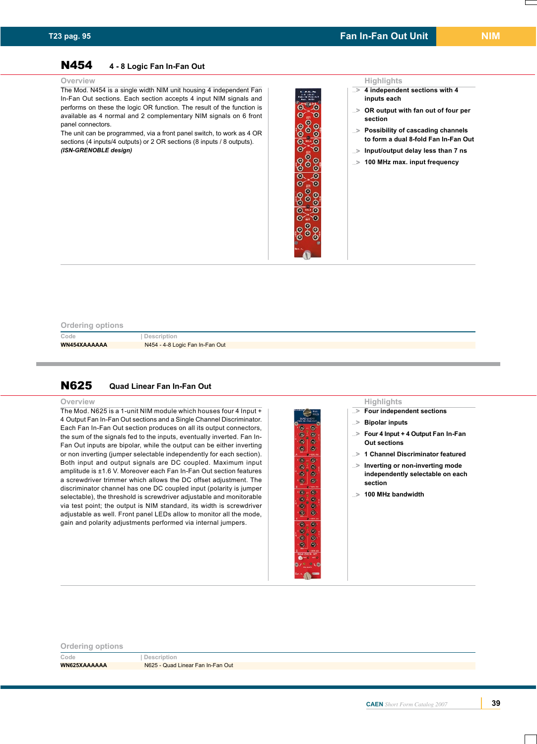## N454 4 - 8 Logic Fan In-Fan Out

### Overview

The Mod. N454 is a single width NIM unit housing 4 independent Fan In-Fan Out sections. Each section accepts 4 input NIM signals and performs on these the logic OR function. The result of the function is available as 4 normal and 2 complementary NIM signals on 6 front panel connectors.
The unit can be programmed, via a front panel switch, to work as 4 OR sections (4 inputs/4 outputs) or 2 OR sections (8 inputs / 8 outputs).
***(ISN-GRENOBLE design)***

### Highlights

- **4 independent sections with 4 inputs each**
- **OR output with fan out of four per section**
- **Possibility of cascading channels to form a dual 8-fold Fan In-Fan Out**
- **Input/output delay less than 7 ns**
- **100 MHz max. input frequency**

### Ordering options

| Code | Description |
|---|---|
| **WN454XAAAAAA** | N454 - 4-8 Logic Fan In-Fan Out |

## N625 Quad Linear Fan In-Fan Out

### Overview

The Mod. N625 is a 1-unit NIM module which houses four 4 Input + 4 Output Fan In-Fan Out sections and a Single Channel Discriminator. Each Fan In-Fan Out section produces on all its output connectors, the sum of the signals fed to the inputs, eventually inverted. Fan In-Fan Out inputs are bipolar, while the output can be inverting or non inverting (jumper selectable independently for each section). Both input and output signals are DC coupled. Maximum input amplitude is ±1.6 V. Moreover each Fan In-Fan Out section features a screwdriver trimmer which allows the DC offset adjustment. The discriminator channel has one DC coupled input (polarity is jumper selectable), the threshold is screwdriver adjustable and monitorable via test point; the output is NIM standard, its width is screwdriver adjustable as well. Front panel LEDs allow to monitor all the mode, gain and polarity adjustments performed via internal jumpers.

### Highlights

- **Four independent sections**
- **Bipolar inputs**
- **Four 4 Input + 4 Output Fan In-Fan Out sections**
- **1 Channel Discriminator featured**
- **Inverting or non-inverting mode independently selectable on each section**
- **100 MHz bandwidth**

### Ordering options

| Code | Description |
|---|---|
| **WN625XAAAAAA** | N625 - Quad Linear Fan In-Fan Out |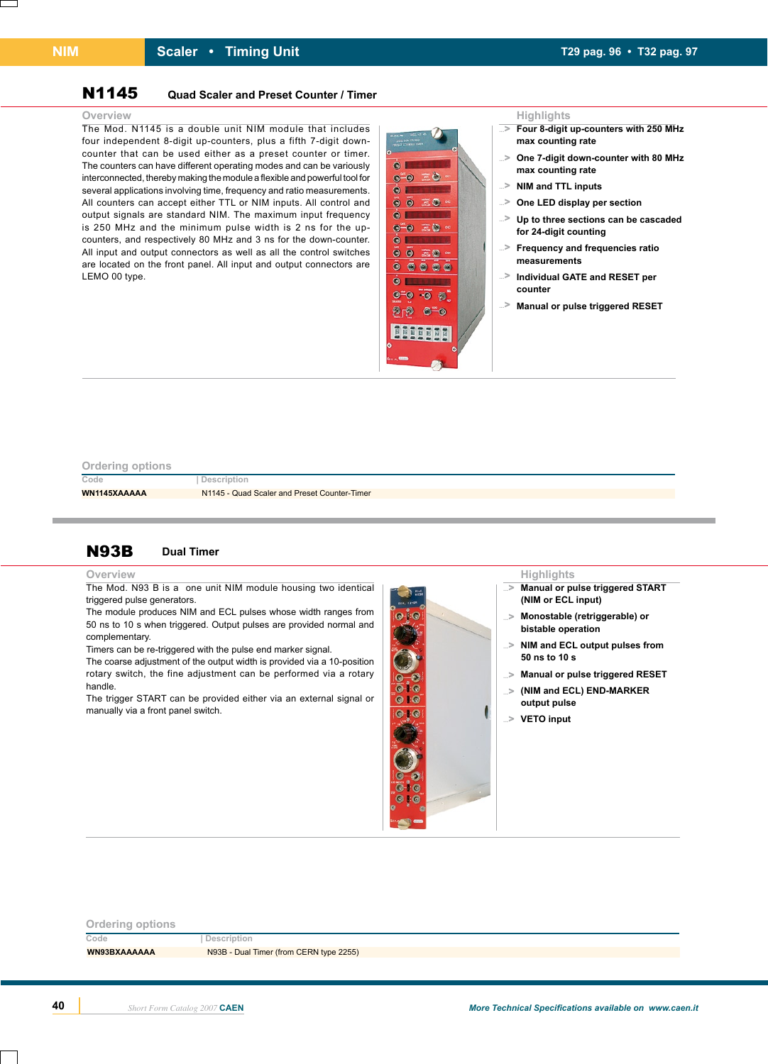# N1145 Quad Scaler and Preset Counter / Timer

## Overview

The Mod. N1145 is a double unit NIM module that includes four independent 8-digit up-counters, plus a fifth 7-digit down-counter that can be used either as a preset counter or timer. The counters can have different operating modes and can be variously interconnected, thereby making the module a flexible and powerful tool for several applications involving time, frequency and ratio measurements. All counters can accept either TTL or NIM inputs. All control and output signals are standard NIM. The maximum input frequency is 250 MHz and the minimum pulse width is 2 ns for the up-counters, and respectively 80 MHz and 3 ns for the down-counter. All input and output connectors as well as all the control switches are located on the front panel. All input and output connectors are LEMO 00 type.

## Highlights

- **Four 8-digit up-counters with 250 MHz max counting rate**
- **One 7-digit down-counter with 80 MHz max counting rate**
- **NIM and TTL inputs**
- **One LED display per section**
- **Up to three sections can be cascaded for 24-digit counting**
- **Frequency and frequencies ratio measurements**
- **Individual GATE and RESET per counter**
- **Manual or pulse triggered RESET**

## Ordering options

| Code | Description |
|---|---|
| WN1145XAAAAA | N1145 - Quad Scaler and Preset Counter-Timer |

# N93B Dual Timer

## Overview

The Mod. N93 B is a one unit NIM module housing two identical triggered pulse generators.
The module produces NIM and ECL pulses whose width ranges from 50 ns to 10 s when triggered. Output pulses are provided normal and complementary.
Timers can be re-triggered with the pulse end marker signal.
The coarse adjustment of the output width is provided via a 10-position rotary switch, the fine adjustment can be performed via a rotary handle.
The trigger START can be provided either via an external signal or manually via a front panel switch.

## Highlights

- **Manual or pulse triggered START (NIM or ECL input)**
- **Monostable (retriggerable) or bistable operation**
- **NIM and ECL output pulses from 50 ns to 10 s**
- **Manual or pulse triggered RESET**
- **(NIM and ECL) END-MARKER output pulse**
- **VETO input**

## Ordering options

| Code | Description |
|---|---|
| WN93BXAAAAAA | N93B - Dual Timer (from CERN type 2255) |

*More Technical Specifications available on www.caen.it*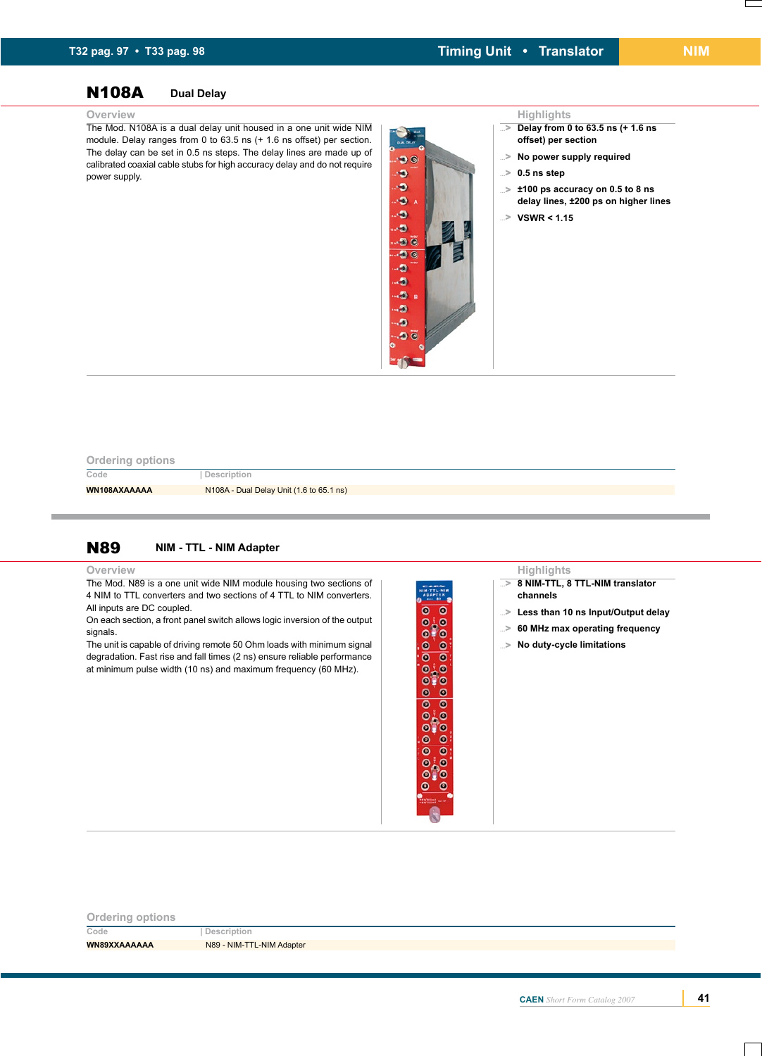## N108A Dual Delay

### Overview

The Mod. N108A is a dual delay unit housed in a one unit wide NIM module. Delay ranges from 0 to 63.5 ns (+ 1.6 ns offset) per section. The delay can be set in 0.5 ns steps. The delay lines are made up of calibrated coaxial cable stubs for high accuracy delay and do not require power supply.

### Highlights

- **Delay from 0 to 63.5 ns (+ 1.6 ns offset) per section**
- **No power supply required**
- **0.5 ns step**
- **±100 ps accuracy on 0.5 to 8 ns delay lines, ±200 ps on higher lines**
- **VSWR < 1.15**

### Ordering options

| Code | Description |
|---|---|
| **WN108AXAAAAA** | N108A - Dual Delay Unit (1.6 to 65.1 ns) |

## N89 NIM - TTL - NIM Adapter

### Overview

The Mod. N89 is a one unit wide NIM module housing two sections of 4 NIM to TTL converters and two sections of 4 TTL to NIM converters. All inputs are DC coupled.
On each section, a front panel switch allows logic inversion of the output signals.
The unit is capable of driving remote 50 Ohm loads with minimum signal degradation. Fast rise and fall times (2 ns) ensure reliable performance at minimum pulse width (10 ns) and maximum frequency (60 MHz).

### Highlights

- **8 NIM-TTL, 8 TTL-NIM translator channels**
- **Less than 10 ns Input/Output delay**
- **60 MHz max operating frequency**
- **No duty-cycle limitations**

### Ordering options

| Code | Description |
|---|---|
| **WN89XXAAAAAA** | N89 - NIM-TTL-NIM Adapter |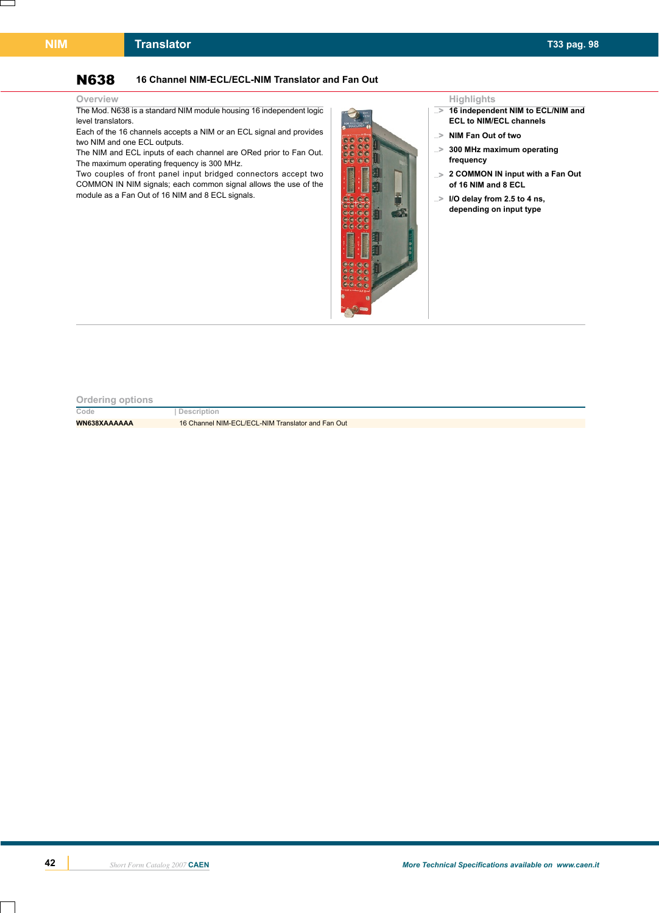# N638 16 Channel NIM-ECL/ECL-NIM Translator and Fan Out

## Overview

The Mod. N638 is a standard NIM module housing 16 independent logic level translators.
Each of the 16 channels accepts a NIM or an ECL signal and provides two NIM and one ECL outputs.
The NIM and ECL inputs of each channel are ORed prior to Fan Out.
The maximum operating frequency is 300 MHz.
Two couples of front panel input bridged connectors accept two COMMON IN NIM signals; each common signal allows the use of the module as a Fan Out of 16 NIM and 8 ECL signals.

## Highlights

- **16 independent NIM to ECL/NIM and ECL to NIM/ECL channels**
- **NIM Fan Out of two**
- **300 MHz maximum operating frequency**
- **2 COMMON IN input with a Fan Out of 16 NIM and 8 ECL**
- **I/O delay from 2.5 to 4 ns, depending on input type**

## Ordering options

| Code | Description |
|---|---|
| **WN638XAAAAAA** | 16 Channel NIM-ECL/ECL-NIM Translator and Fan Out |